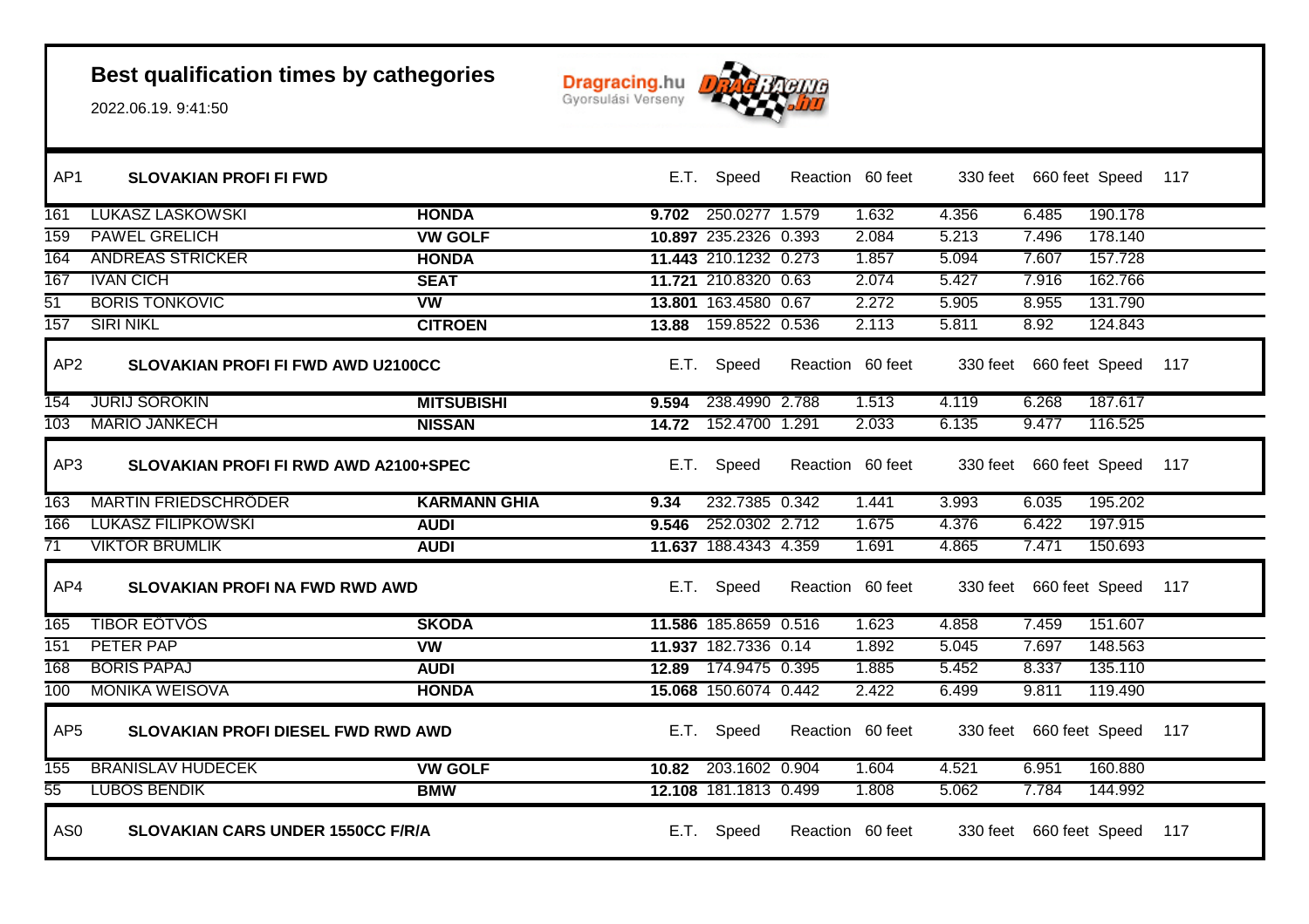# Best qualification times by cathegories

2022.06.19. 9:41:50

Dragracing.hu Gyorsulási Verseny

| AP1 | SLOVAKIAN PROFI FI FWD | | E.T. | Speed | Reaction | 60 feet | 330 feet | 660 feet | Speed | 117 |
|---|---|---|---|---|---|---|---|---|---|---|
| 161 | LUKASZ LASKOWSKI | **HONDA** | **9.702** | 250.0277 | 1.579 | 1.632 | 4.356 | 6.485 | 190.178 | |
| 159 | PAWEL GRELICH | **VW GOLF** | **10.897** | 235.2326 | 0.393 | 2.084 | 5.213 | 7.496 | 178.140 | |
| 164 | ANDREAS STRICKER | **HONDA** | **11.443** | 210.1232 | 0.273 | 1.857 | 5.094 | 7.607 | 157.728 | |
| 167 | IVAN CICH | **SEAT** | **11.721** | 210.8320 | 0.63 | 2.074 | 5.427 | 7.916 | 162.766 | |
| 51 | BORIS TONKOVIC | **VW** | **13.801** | 163.4580 | 0.67 | 2.272 | 5.905 | 8.955 | 131.790 | |
| 157 | SIRI NIKL | **CITROEN** | **13.88** | 159.8522 | 0.536 | 2.113 | 5.811 | 8.92 | 124.843 | |
| **AP2** | **SLOVAKIAN PROFI FI FWD AWD U2100CC** | | E.T. | Speed | Reaction | 60 feet | 330 feet | 660 feet | Speed | 117 |
| 154 | JURIJ SOROKIN | **MITSUBISHI** | **9.594** | 238.4990 | 2.788 | 1.513 | 4.119 | 6.268 | 187.617 | |
| 103 | MARIO JANKECH | **NISSAN** | **14.72** | 152.4700 | 1.291 | 2.033 | 6.135 | 9.477 | 116.525 | |
| **AP3** | **SLOVAKIAN PROFI FI RWD AWD A2100+SPEC** | | E.T. | Speed | Reaction | 60 feet | 330 feet | 660 feet | Speed | 117 |
| 163 | MARTIN FRIEDSCHRÖDER | **KARMANN GHIA** | **9.34** | 232.7385 | 0.342 | 1.441 | 3.993 | 6.035 | 195.202 | |
| 166 | LUKASZ FILIPKOWSKI | **AUDI** | **9.546** | 252.0302 | 2.712 | 1.675 | 4.376 | 6.422 | 197.915 | |
| 71 | VIKTOR BRUMLIK | **AUDI** | **11.637** | 188.4343 | 4.359 | 1.691 | 4.865 | 7.471 | 150.693 | |
| **AP4** | **SLOVAKIAN PROFI NA FWD RWD AWD** | | E.T. | Speed | Reaction | 60 feet | 330 feet | 660 feet | Speed | 117 |
| 165 | TIBOR EÖTVÖS | **SKODA** | **11.586** | 185.8659 | 0.516 | 1.623 | 4.858 | 7.459 | 151.607 | |
| 151 | PETER PAP | **VW** | **11.937** | 182.7336 | 0.14 | 1.892 | 5.045 | 7.697 | 148.563 | |
| 168 | BORIS PAPAJ | **AUDI** | **12.89** | 174.9475 | 0.395 | 1.885 | 5.452 | 8.337 | 135.110 | |
| 100 | MONIKA WEISOVA | **HONDA** | **15.068** | 150.6074 | 0.442 | 2.422 | 6.499 | 9.811 | 119.490 | |
| **AP5** | **SLOVAKIAN PROFI DIESEL FWD RWD AWD** | | E.T. | Speed | Reaction | 60 feet | 330 feet | 660 feet | Speed | 117 |
| 155 | BRANISLAV HUDECEK | **VW GOLF** | **10.82** | 203.1602 | 0.904 | 1.604 | 4.521 | 6.951 | 160.880 | |
| 55 | LUBOS BENDIK | **BMW** | **12.108** | 181.1813 | 0.499 | 1.808 | 5.062 | 7.784 | 144.992 | |
| **AS0** | **SLOVAKIAN CARS UNDER 1550CC F/R/A** | | E.T. | Speed | Reaction | 60 feet | 330 feet | 660 feet | Speed | 117 |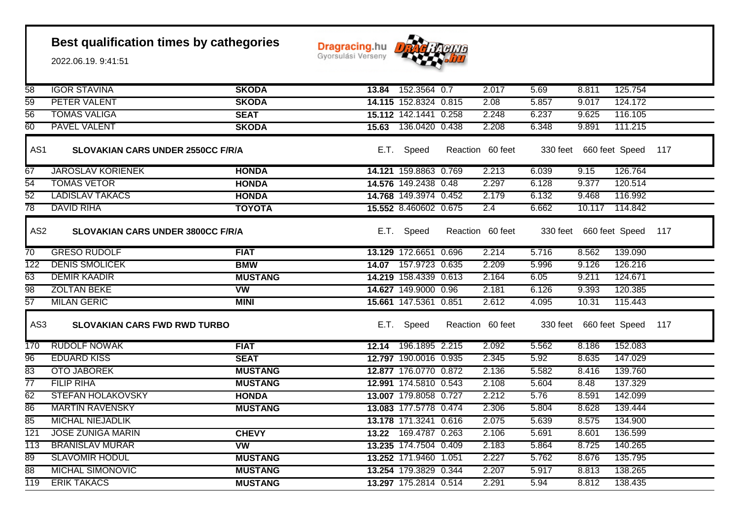# Best qualification times by cathegories

2022.06.19. 9:41:51

| | | | | | | | | | |
|---|---|---|---|---|---|---|---|---|---|
| 58 | IGOR STAVINA | **SKODA** | **13.84** | 152.3564 | 0.7 | 2.017 | 5.69 | 8.811 | 125.754 |
| 59 | PETER VALENT | **SKODA** | **14.115** | 152.8324 | 0.815 | 2.08 | 5.857 | 9.017 | 124.172 |
| 56 | TOMÁS VALIGA | **SEAT** | **15.112** | 142.1441 | 0.258 | 2.248 | 6.237 | 9.625 | 116.105 |
| 60 | PAVEL VALENT | **SKODA** | **15.63** | 136.0420 | 0.438 | 2.208 | 6.348 | 9.891 | 111.215 |

## AS1 SLOVAKIAN CARS UNDER 2550CC F/R/A

| | | | E.T. | Speed | Reaction | 60 feet | 330 feet | 660 feet | Speed 117 |
|---|---|---|---|---|---|---|---|---|---|
| 67 | JAROSLAV KORIENEK | **HONDA** | **14.121** | 159.8863 | 0.769 | 2.213 | 6.039 | 9.15 | 126.764 |
| 54 | TOMÁS VETOR | **HONDA** | **14.576** | 149.2438 | 0.48 | 2.297 | 6.128 | 9.377 | 120.514 |
| 52 | LADISLAV TAKÁCS | **HONDA** | **14.768** | 149.3974 | 0.452 | 2.179 | 6.132 | 9.468 | 116.992 |
| 78 | DAVID RIHA | **TOYOTA** | **15.552** | 8.460602 | 0.675 | 2.4 | 6.662 | 10.117 | 114.842 |

## AS2 SLOVAKIAN CARS UNDER 3800CC F/R/A

| | | | E.T. | Speed | Reaction | 60 feet | 330 feet | 660 feet | Speed 117 |
|---|---|---|---|---|---|---|---|---|---|
| 70 | GRESO RUDOLF | **FIAT** | **13.129** | 172.6651 | 0.696 | 2.214 | 5.716 | 8.562 | 139.090 |
| 122 | DENIS SMOLICEK | **BMW** | **14.07** | 157.9723 | 0.635 | 2.209 | 5.996 | 9.126 | 126.216 |
| 63 | DEMIR KAADIR | **MUSTANG** | **14.219** | 158.4339 | 0.613 | 2.164 | 6.05 | 9.211 | 124.671 |
| 98 | ZOLTÁN BEKE | **VW** | **14.627** | 149.9000 | 0.96 | 2.181 | 6.126 | 9.393 | 120.385 |
| 57 | MILAN GERIC | **MINI** | **15.661** | 147.5361 | 0.851 | 2.612 | 4.095 | 10.31 | 115.443 |

## AS3 SLOVAKIAN CARS FWD RWD TURBO

| | | | E.T. | Speed | Reaction | 60 feet | 330 feet | 660 feet | Speed 117 |
|---|---|---|---|---|---|---|---|---|---|
| 170 | RUDOLF NOWAK | **FIAT** | **12.14** | 196.1895 | 2.215 | 2.092 | 5.562 | 8.186 | 152.083 |
| 96 | EDUARD KISS | **SEAT** | **12.797** | 190.0016 | 0.935 | 2.345 | 5.92 | 8.635 | 147.029 |
| 83 | OTO JABOREK | **MUSTANG** | **12.877** | 176.0770 | 0.872 | 2.136 | 5.582 | 8.416 | 139.760 |
| 77 | FILIP RIHA | **MUSTANG** | **12.991** | 174.5810 | 0.543 | 2.108 | 5.604 | 8.48 | 137.329 |
| 62 | STEFAN HOLAKOVSKY | **HONDA** | **13.007** | 179.8058 | 0.727 | 2.212 | 5.76 | 8.591 | 142.099 |
| 86 | MARTIN RAVENSKY | **MUSTANG** | **13.083** | 177.5778 | 0.474 | 2.306 | 5.804 | 8.628 | 139.444 |
| 85 | MICHAL NIEJADLIK | | **13.178** | 171.3241 | 0.616 | 2.075 | 5.639 | 8.575 | 134.900 |
| 121 | JOSE ZUNIGA MARIN | **CHEVY** | **13.22** | 169.4787 | 0.263 | 2.106 | 5.691 | 8.601 | 136.599 |
| 113 | BRANISLAV MURAR | **VW** | **13.235** | 174.7504 | 0.409 | 2.183 | 5.864 | 8.725 | 140.265 |
| 89 | SLAVOMIR HODUL | **MUSTANG** | **13.252** | 171.9460 | 1.051 | 2.227 | 5.762 | 8.676 | 135.795 |
| 88 | MICHAL SIMONOVIC | **MUSTANG** | **13.254** | 179.3829 | 0.344 | 2.207 | 5.917 | 8.813 | 138.265 |
| 119 | ERIK TAKÁCS | **MUSTANG** | **13.297** | 175.2814 | 0.514 | 2.291 | 5.94 | 8.812 | 138.435 |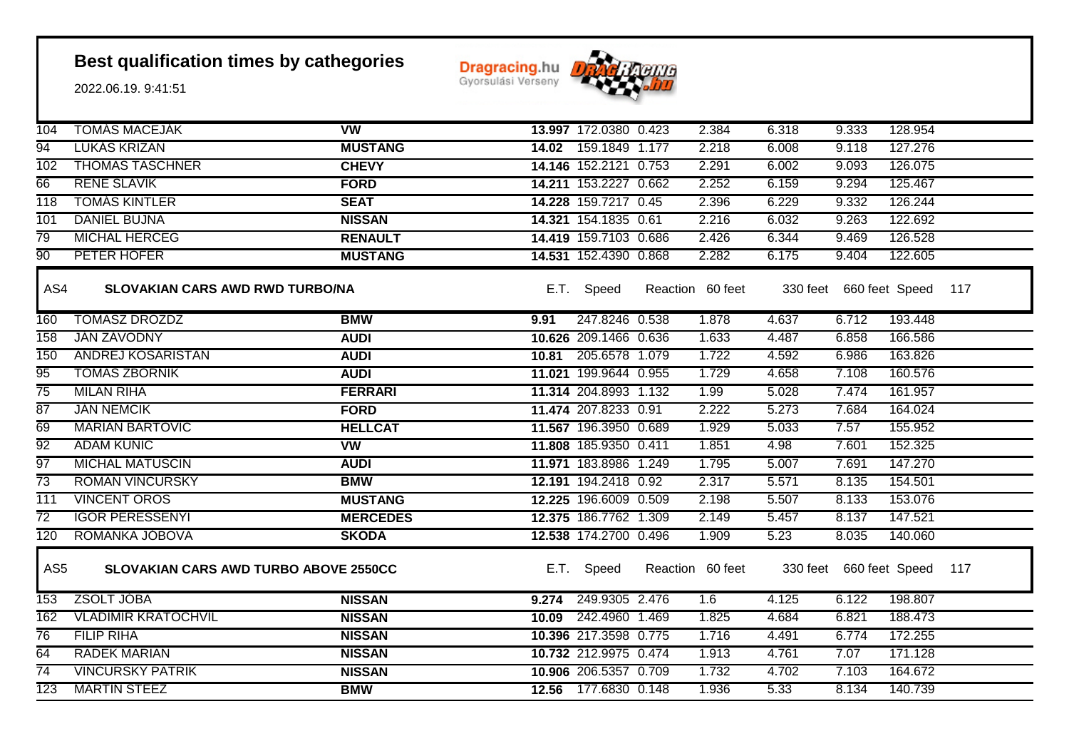# Best qualification times by cathegories

2022.06.19. 9:41:51

Dragracing.hu Gyorsulási Verseny

| | | | | | | | | | |
|---|---|---|---|---|---|---|---|---|---|
| 104 | TOMAS MACEJAK | VW | **13.997** | 172.0380 | 0.423 | 2.384 | 6.318 | 9.333 | 128.954 |
| 94 | LUKAS KRIZAN | MUSTANG | **14.02** | 159.1849 | 1.177 | 2.218 | 6.008 | 9.118 | 127.276 |
| 102 | THOMAS TASCHNER | CHEVY | **14.146** | 152.2121 | 0.753 | 2.291 | 6.002 | 9.093 | 126.075 |
| 66 | RENE SLAVIK | FORD | **14.211** | 153.2227 | 0.662 | 2.252 | 6.159 | 9.294 | 125.467 |
| 118 | TOMAS KINTLER | SEAT | **14.228** | 159.7217 | 0.45 | 2.396 | 6.229 | 9.332 | 126.244 |
| 101 | DANIEL BUJNA | NISSAN | **14.321** | 154.1835 | 0.61 | 2.216 | 6.032 | 9.263 | 122.692 |
| 79 | MICHAL HERCEG | RENAULT | **14.419** | 159.7103 | 0.686 | 2.426 | 6.344 | 9.469 | 126.528 |
| 90 | PETER HOFER | MUSTANG | **14.531** | 152.4390 | 0.868 | 2.282 | 6.175 | 9.404 | 122.605 |

## AS4 SLOVAKIAN CARS AWD RWD TURBO/NA

| | | | E.T. | Speed | Reaction | 60 feet | 330 feet | 660 feet | Speed | 117 |
|---|---|---|---|---|---|---|---|---|---|---|
| 160 | TOMASZ DROZDZ | BMW | **9.91** | 247.8246 | 0.538 | 1.878 | 4.637 | 6.712 | 193.448 | |
| 158 | JÁN ZÁVODNÝ | AUDI | **10.626** | 209.1466 | 0.636 | 1.633 | 4.487 | 6.858 | 166.586 | |
| 150 | ANDREJ KOSARISTAN | AUDI | **10.81** | 205.6578 | 1.079 | 1.722 | 4.592 | 6.986 | 163.826 | |
| 95 | TOMAS ZBORNIK | AUDI | **11.021** | 199.9644 | 0.955 | 1.729 | 4.658 | 7.108 | 160.576 | |
| 75 | MILAN RIHA | FERRARI | **11.314** | 204.8993 | 1.132 | 1.99 | 5.028 | 7.474 | 161.957 | |
| 87 | JÁN NEMCIK | FORD | **11.474** | 207.8233 | 0.91 | 2.222 | 5.273 | 7.684 | 164.024 | |
| 69 | MARIAN BARTOVIC | HELLCAT | **11.567** | 196.3950 | 0.689 | 1.929 | 5.033 | 7.57 | 155.952 | |
| 92 | ADAM KUNIC | VW | **11.808** | 185.9350 | 0.411 | 1.851 | 4.98 | 7.601 | 152.325 | |
| 97 | MICHAL MATUSCIN | AUDI | **11.971** | 183.8986 | 1.249 | 1.795 | 5.007 | 7.691 | 147.270 | |
| 73 | ROMAN VINCURSKY | BMW | **12.191** | 194.2418 | 0.92 | 2.317 | 5.571 | 8.135 | 154.501 | |
| 111 | VINCENT OROS | MUSTANG | **12.225** | 196.6009 | 0.509 | 2.198 | 5.507 | 8.133 | 153.076 | |
| 72 | IGOR PERESSENYI | MERCEDES | **12.375** | 186.7762 | 1.309 | 2.149 | 5.457 | 8.137 | 147.521 | |
| 120 | ROMANKA JOBOVA | SKODA | **12.538** | 174.2700 | 0.496 | 1.909 | 5.23 | 8.035 | 140.060 | |

## AS5 SLOVAKIAN CARS AWD TURBO ABOVE 2550CC

| | | | E.T. | Speed | Reaction | 60 feet | 330 feet | 660 feet | Speed | 117 |
|---|---|---|---|---|---|---|---|---|---|---|
| 153 | ZSOLT JOBA | NISSAN | **9.274** | 249.9305 | 2.476 | 1.6 | 4.125 | 6.122 | 198.807 | |
| 162 | VLADIMIR KRATOCHVIL | NISSAN | **10.09** | 242.4960 | 1.469 | 1.825 | 4.684 | 6.821 | 188.473 | |
| 76 | FILIP RIHA | NISSAN | **10.396** | 217.3598 | 0.775 | 1.716 | 4.491 | 6.774 | 172.255 | |
| 64 | RADEK MARIAN | NISSAN | **10.732** | 212.9975 | 0.474 | 1.913 | 4.761 | 7.07 | 171.128 | |
| 74 | VINCURSKY PATRIK | NISSAN | **10.906** | 206.5357 | 0.709 | 1.732 | 4.702 | 7.103 | 164.672 | |
| 123 | MARTIN STEEZ | BMW | **12.56** | 177.6830 | 0.148 | 1.936 | 5.33 | 8.134 | 140.739 | |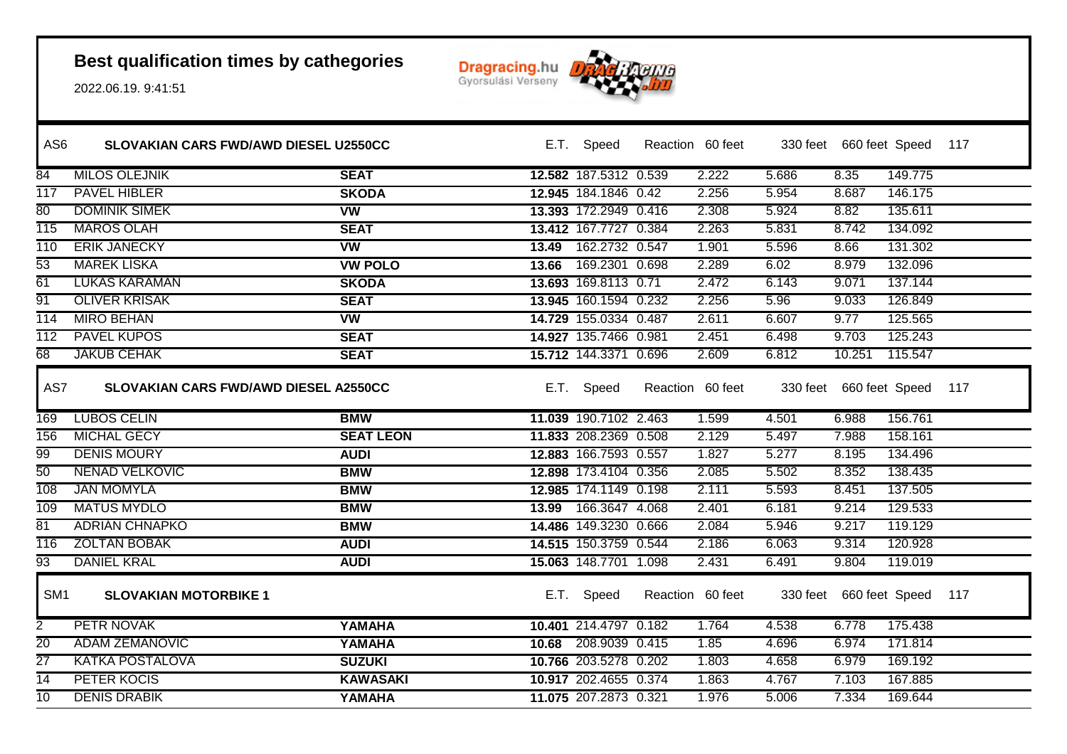# Best qualification times by cathegories

2022.06.19. 9:41:51

Dragracing.hu Gyorsulási Verseny

| AS6 | SLOVAKIAN CARS FWD/AWD DIESEL U2550CC | | E.T. | Speed | Reaction | 60 feet | 330 feet | 660 feet | Speed | 117 |
|---|---|---|---|---|---|---|---|---|---|---|
| 84 | MILOS OLEJNIK | **SEAT** | **12.582** | 187.5312 | 0.539 | 2.222 | 5.686 | 8.35 | 149.775 | |
| 117 | PAVEL HIBLER | **SKODA** | **12.945** | 184.1846 | 0.42 | 2.256 | 5.954 | 8.687 | 146.175 | |
| 80 | DOMINIK SIMEK | **VW** | **13.393** | 172.2949 | 0.416 | 2.308 | 5.924 | 8.82 | 135.611 | |
| 115 | MAROS OLAH | **SEAT** | **13.412** | 167.7727 | 0.384 | 2.263 | 5.831 | 8.742 | 134.092 | |
| 110 | ERIK JANECKY | **VW** | **13.49** | 162.2732 | 0.547 | 1.901 | 5.596 | 8.66 | 131.302 | |
| 53 | MAREK LISKA | **VW POLO** | **13.66** | 169.2301 | 0.698 | 2.289 | 6.02 | 8.979 | 132.096 | |
| 61 | LUKAS KARAMAN | **SKODA** | **13.693** | 169.8113 | 0.71 | 2.472 | 6.143 | 9.071 | 137.144 | |
| 91 | OLIVER KRISAK | **SEAT** | **13.945** | 160.1594 | 0.232 | 2.256 | 5.96 | 9.033 | 126.849 | |
| 114 | MIRO BEHAN | **VW** | **14.729** | 155.0334 | 0.487 | 2.611 | 6.607 | 9.77 | 125.565 | |
| 112 | PAVEL KUPOS | **SEAT** | **14.927** | 135.7466 | 0.981 | 2.451 | 6.498 | 9.703 | 125.243 | |
| 68 | JAKUB CEHAK | **SEAT** | **15.712** | 144.3371 | 0.696 | 2.609 | 6.812 | 10.251 | 115.547 | |

| AS7 | SLOVAKIAN CARS FWD/AWD DIESEL A2550CC | | E.T. | Speed | Reaction | 60 feet | 330 feet | 660 feet | Speed | 117 |
|---|---|---|---|---|---|---|---|---|---|---|
| 169 | LUBOS CELIN | **BMW** | **11.039** | 190.7102 | 2.463 | 1.599 | 4.501 | 6.988 | 156.761 | |
| 156 | MICHAL GECY | **SEAT LEON** | **11.833** | 208.2369 | 0.508 | 2.129 | 5.497 | 7.988 | 158.161 | |
| 99 | DENIS MOURY | **AUDI** | **12.883** | 166.7593 | 0.557 | 1.827 | 5.277 | 8.195 | 134.496 | |
| 50 | NENAD VELKOVIC | **BMW** | **12.898** | 173.4104 | 0.356 | 2.085 | 5.502 | 8.352 | 138.435 | |
| 108 | JAN MOMYLA | **BMW** | **12.985** | 174.1149 | 0.198 | 2.111 | 5.593 | 8.451 | 137.505 | |
| 109 | MATUS MYDLO | **BMW** | **13.99** | 166.3647 | 4.068 | 2.401 | 6.181 | 9.214 | 129.533 | |
| 81 | ADRIAN CHNAPKO | **BMW** | **14.486** | 149.3230 | 0.666 | 2.084 | 5.946 | 9.217 | 119.129 | |
| 116 | ZOLTAN BOBAK | **AUDI** | **14.515** | 150.3759 | 0.544 | 2.186 | 6.063 | 9.314 | 120.928 | |
| 93 | DANIEL KRAL | **AUDI** | **15.063** | 148.7701 | 1.098 | 2.431 | 6.491 | 9.804 | 119.019 | |

| SM1 | SLOVAKIAN MOTORBIKE 1 | | E.T. | Speed | Reaction | 60 feet | 330 feet | 660 feet | Speed | 117 |
|---|---|---|---|---|---|---|---|---|---|---|
| 2 | PETR NOVÁK | **YAMAHA** | **10.401** | 214.4797 | 0.182 | 1.764 | 4.538 | 6.778 | 175.438 | |
| 20 | ADAM ZEMANOVIC | **YAMAHA** | **10.68** | 208.9039 | 0.415 | 1.85 | 4.696 | 6.974 | 171.814 | |
| 27 | KATKA POSTALOVA | **SUZUKI** | **10.766** | 203.5278 | 0.202 | 1.803 | 4.658 | 6.979 | 169.192 | |
| 14 | PETER KOCIS | **KAWASAKI** | **10.917** | 202.4655 | 0.374 | 1.863 | 4.767 | 7.103 | 167.885 | |
| 10 | DENIS DRABIK | **YAMAHA** | **11.075** | 207.2873 | 0.321 | 1.976 | 5.006 | 7.334 | 169.644 | |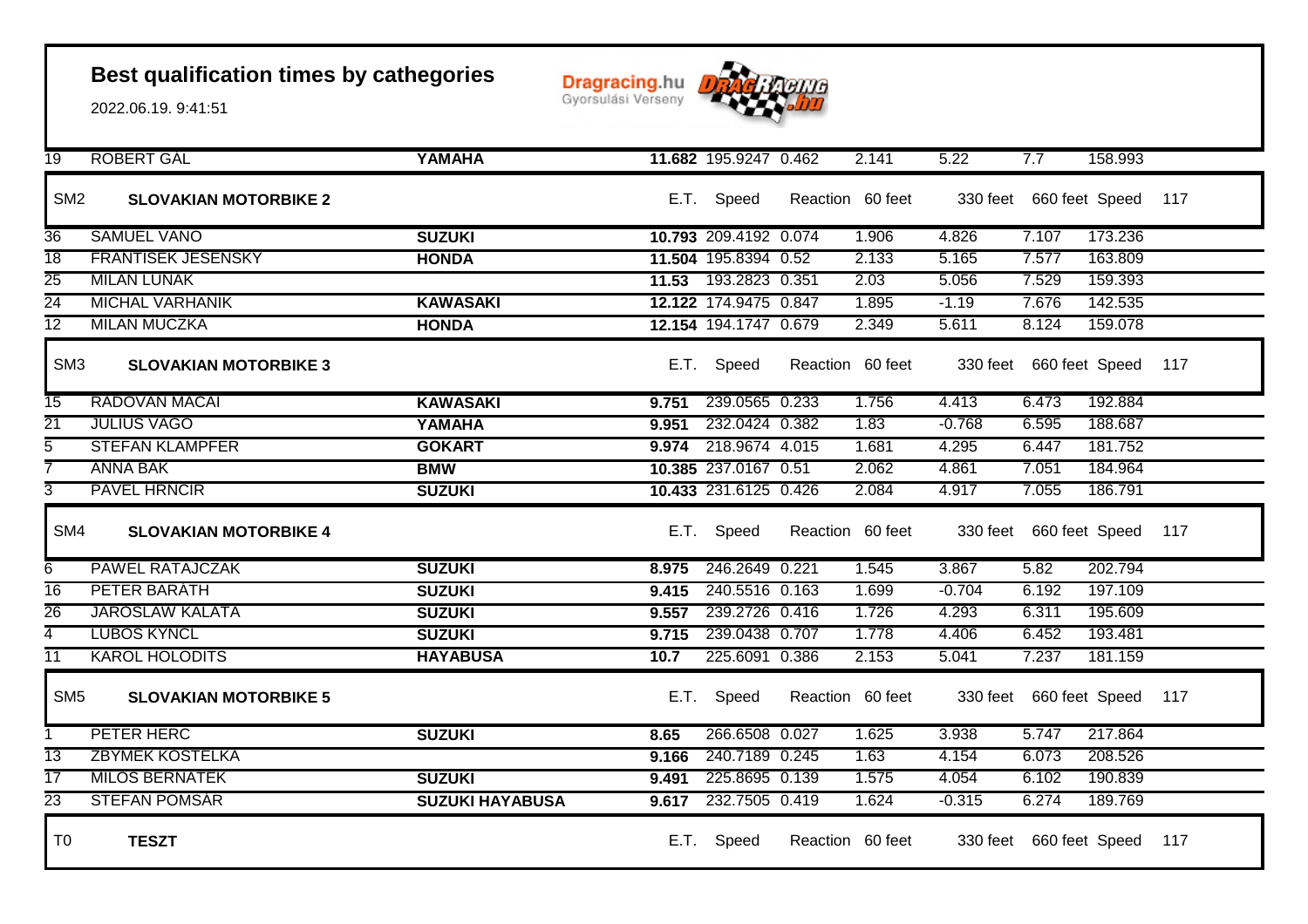# Best qualification times by cathegories

2022.06.19. 9:41:51

Dragracing.hu Gyorsulási Verseny

| | | | | | | | | | | |
|---|---|---|---|---|---|---|---|---|---|---|
| 19 | ROBERT GÁL | YAMAHA | **11.682** | 195.9247 | 0.462 | 2.141 | 5.22 | 7.7 | 158.993 | |
| **SM2** | **SLOVAKIAN MOTORBIKE 2** | | E.T. | Speed | Reaction | 60 feet | 330 feet | 660 feet | Speed | 117 |
| 36 | SAMUEL VANO | SUZUKI | **10.793** | 209.4192 | 0.074 | 1.906 | 4.826 | 7.107 | 173.236 | |
| 18 | FRANTISEK JESENSKY | HONDA | **11.504** | 195.8394 | 0.52 | 2.133 | 5.165 | 7.577 | 163.809 | |
| 25 | MILAN LUNAK | | **11.53** | 193.2823 | 0.351 | 2.03 | 5.056 | 7.529 | 159.393 | |
| 24 | MICHAL VARHANIK | KAWASAKI | **12.122** | 174.9475 | 0.847 | 1.895 | -1.19 | 7.676 | 142.535 | |
| 12 | MILAN MUCZKA | HONDA | **12.154** | 194.1747 | 0.679 | 2.349 | 5.611 | 8.124 | 159.078 | |
| **SM3** | **SLOVAKIAN MOTORBIKE 3** | | E.T. | Speed | Reaction | 60 feet | 330 feet | 660 feet | Speed | 117 |
| 15 | RADOVAN MACAI | KAWASAKI | **9.751** | 239.0565 | 0.233 | 1.756 | 4.413 | 6.473 | 192.884 | |
| 21 | JULIUS VAGO | YAMAHA | **9.951** | 232.0424 | 0.382 | 1.83 | -0.768 | 6.595 | 188.687 | |
| 5 | STEFAN KLAMPFER | GOKART | **9.974** | 218.9674 | 4.015 | 1.681 | 4.295 | 6.447 | 181.752 | |
| 7 | ANNA BAK | BMW | **10.385** | 237.0167 | 0.51 | 2.062 | 4.861 | 7.051 | 184.964 | |
| 3 | PAVEL HRNCIR | SUZUKI | **10.433** | 231.6125 | 0.426 | 2.084 | 4.917 | 7.055 | 186.791 | |
| **SM4** | **SLOVAKIAN MOTORBIKE 4** | | E.T. | Speed | Reaction | 60 feet | 330 feet | 660 feet | Speed | 117 |
| 6 | PAWEL RATAJCZAK | SUZUKI | **8.975** | 246.2649 | 0.221 | 1.545 | 3.867 | 5.82 | 202.794 | |
| 16 | PETER BARATH | SUZUKI | **9.415** | 240.5516 | 0.163 | 1.699 | -0.704 | 6.192 | 197.109 | |
| 26 | JAROSLAW KALATA | SUZUKI | **9.557** | 239.2726 | 0.416 | 1.726 | 4.293 | 6.311 | 195.609 | |
| 4 | LUBOS KYNCL | SUZUKI | **9.715** | 239.0438 | 0.707 | 1.778 | 4.406 | 6.452 | 193.481 | |
| 11 | KAROL HOLODITS | HAYABUSA | **10.7** | 225.6091 | 0.386 | 2.153 | 5.041 | 7.237 | 181.159 | |
| **SM5** | **SLOVAKIAN MOTORBIKE 5** | | E.T. | Speed | Reaction | 60 feet | 330 feet | 660 feet | Speed | 117 |
| 1 | PETER HERC | SUZUKI | **8.65** | 266.6508 | 0.027 | 1.625 | 3.938 | 5.747 | 217.864 | |
| 13 | ZBYMEK KOSTELKA | | **9.166** | 240.7189 | 0.245 | 1.63 | 4.154 | 6.073 | 208.526 | |
| 17 | MILOS BERNATEK | SUZUKI | **9.491** | 225.8695 | 0.139 | 1.575 | 4.054 | 6.102 | 190.839 | |
| 23 | STEFAN POMSAR | SUZUKI HAYABUSA | **9.617** | 232.7505 | 0.419 | 1.624 | -0.315 | 6.274 | 189.769 | |
| **T0** | **TESZT** | | E.T. | Speed | Reaction | 60 feet | 330 feet | 660 feet | Speed | 117 |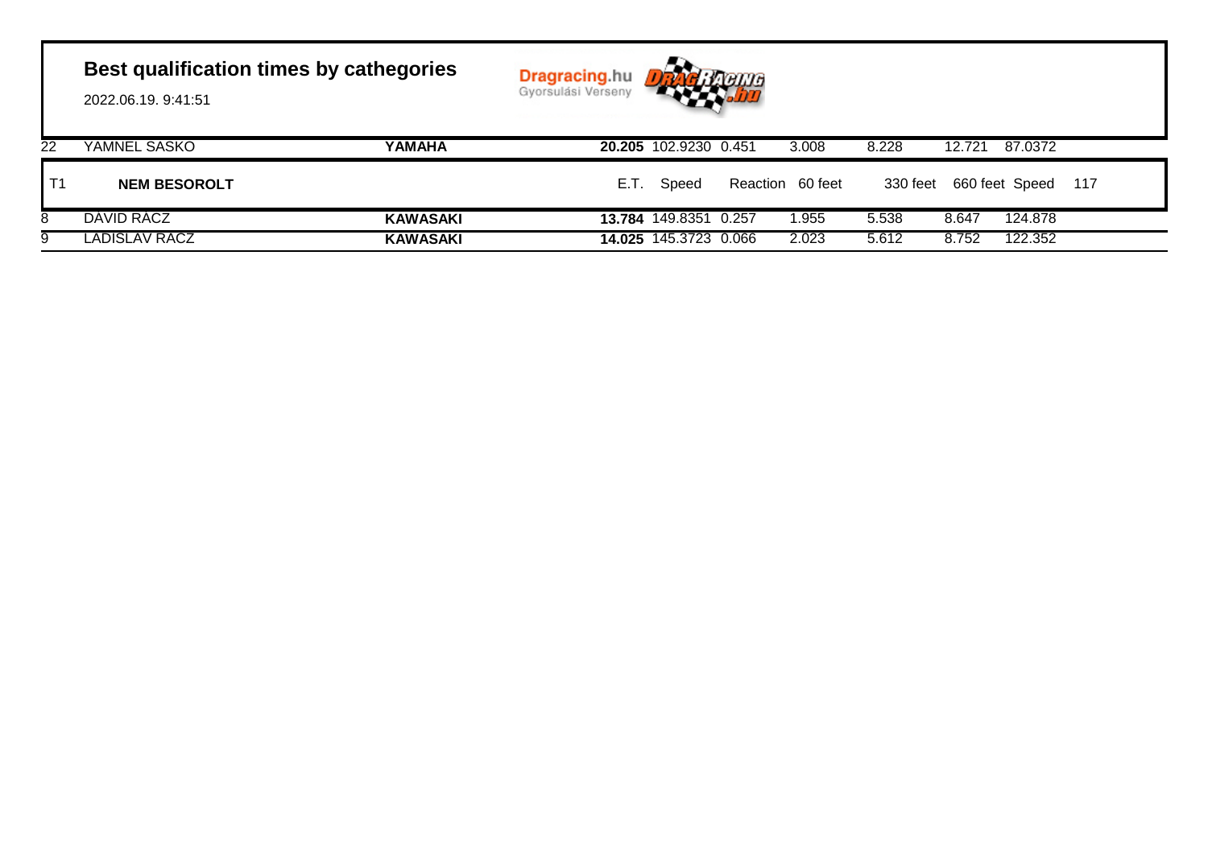# Best qualification times by cathegories

2022.06.19. 9:41:51

Dragracing.hu Gyorsulási Verseny

| | | | | | | | | | | |
|---|---|---|---|---|---|---|---|---|---|---|
| 22 | YAMNEL SASKO | YAMAHA | **20.205** | 102.9230 | 0.451 | 3.008 | 8.228 | 12.721 | 87.0372 | |

| T1 | **NEM BESOROLT** | | E.T. | Speed | Reaction | 60 feet | 330 feet | 660 feet | Speed | 117 |
|---|---|---|---|---|---|---|---|---|---|---|
| 8 | DÁVID RÁCZ | **KAWASAKI** | **13.784** | 149.8351 | 0.257 | 1.955 | 5.538 | 8.647 | 124.878 | |
| 9 | LADISLAV RÁCZ | **KAWASAKI** | **14.025** | 145.3723 | 0.066 | 2.023 | 5.612 | 8.752 | 122.352 | |